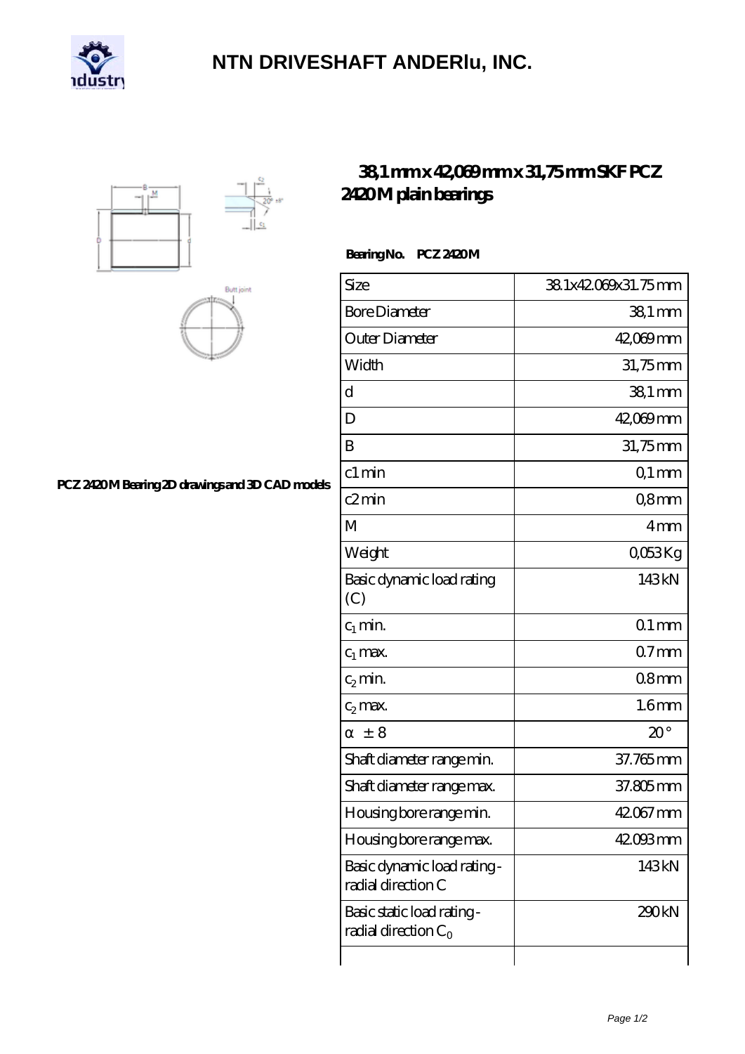# NTN DRIVESHAFT ANDERlu, INC.

## 38,1 mm x 42,069 mm x 31,75 mm SKF PCZ 2420 M plain bearings

PCZ 2420 M Bearing 2D drawings and 3D CAD models

**Bearing No. PCZ 2420 M**

| Size | 38.1x42.069x31.75 mm |
|---|---|
| Bore Diameter | 38,1 mm |
| Outer Diameter | 42,069 mm |
| Width | 31,75 mm |
| d | 38,1 mm |
| D | 42,069 mm |
| B | 31,75 mm |
| c1 min | 0,1 mm |
| c2 min | 0,8 mm |
| M | 4 mm |
| Weight | 0,053 Kg |
| Basic dynamic load rating (C) | 143 kN |
| $c_1$ min. | 0.1 mm |
| $c_1$ max. | 0.7 mm |
| $c_2$ min. | 0.8 mm |
| $c_2$ max. | 1.6 mm |
| $\alpha$ ± 8 | 20 ° |
| Shaft diameter range min. | 37.765 mm |
| Shaft diameter range max. | 37.805 mm |
| Housing bore range min. | 42.067 mm |
| Housing bore range max. | 42.093 mm |
| Basic dynamic load rating - radial direction C | 143 kN |
| Basic static load rating - radial direction $C_0$ | 290 kN |
| | |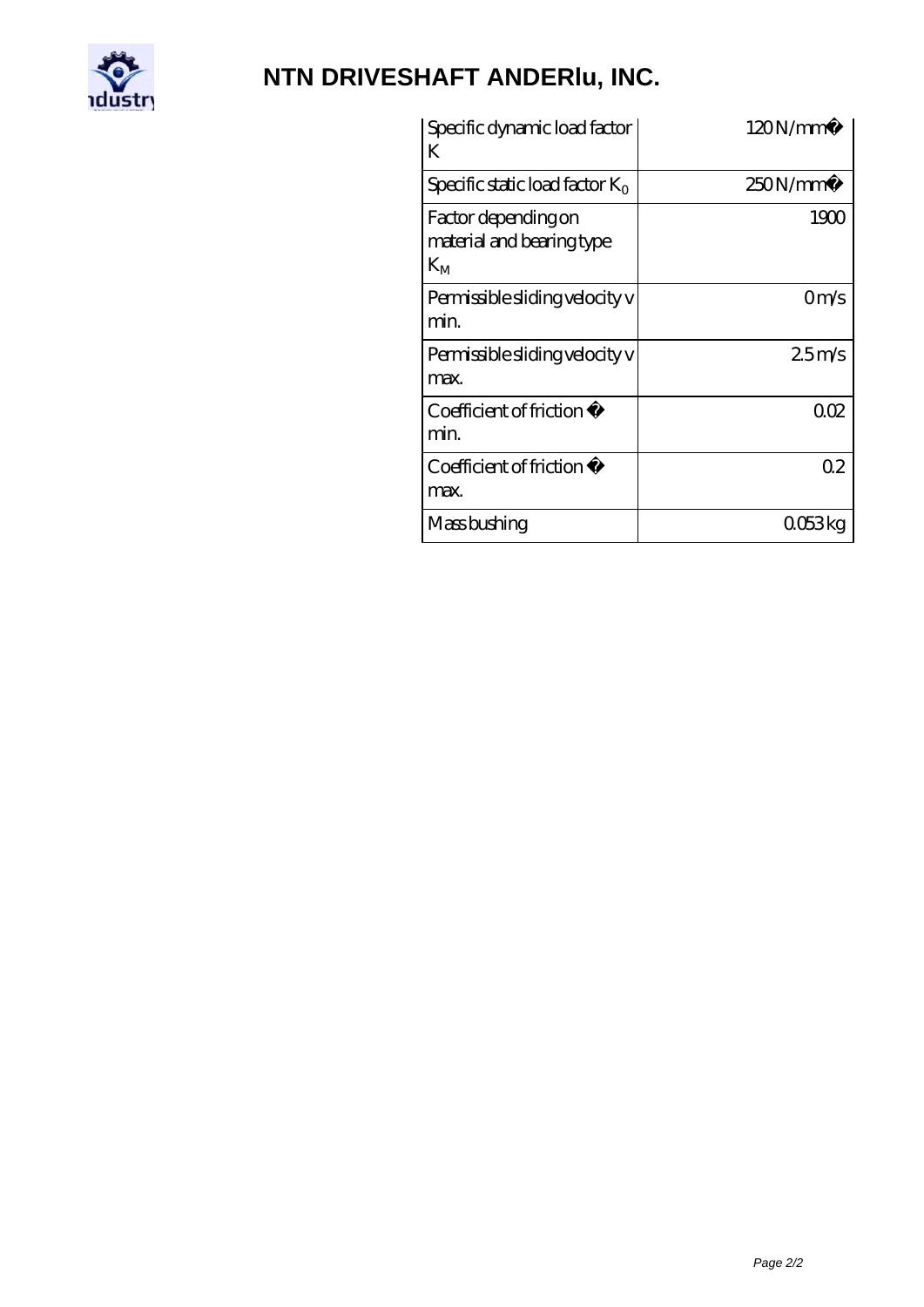# NTN DRIVESHAFT ANDERlu, INC.

| | |
|---|---|
| Specific dynamic load factor K | 120 N/mm� |
| Specific static load factor $K_0$ | 250 N/mm� |
| Factor depending on material and bearing type $K_M$ | 1900 |
| Permissible sliding velocity v min. | 0 m/s |
| Permissible sliding velocity v max. | 2.5 m/s |
| Coefficient of friction � min. | 0.02 |
| Coefficient of friction � max. | 0.2 |
| Mass bushing | 0.053 kg |